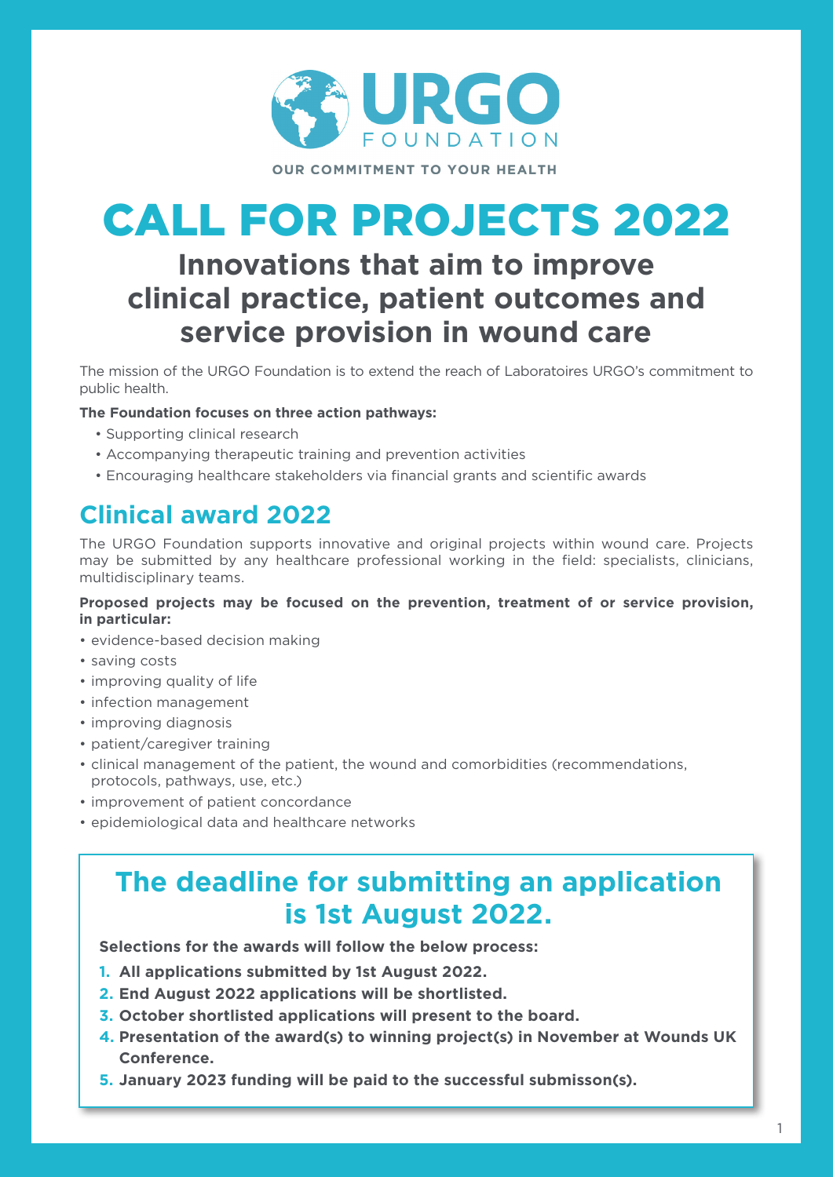URGO FOUNDATION

OUR COMMITMENT TO YOUR HEALTH

# CALL FOR PROJECTS 2022

## Innovations that aim to improve clinical practice, patient outcomes and service provision in wound care

The mission of the URGO Foundation is to extend the reach of Laboratoires URGO's commitment to public health.

**The Foundation focuses on three action pathways:**

- Supporting clinical research
- Accompanying therapeutic training and prevention activities
- Encouraging healthcare stakeholders via financial grants and scientific awards

## Clinical award 2022

The URGO Foundation supports innovative and original projects within wound care. Projects may be submitted by any healthcare professional working in the field: specialists, clinicians, multidisciplinary teams.

**Proposed projects may be focused on the prevention, treatment of or service provision, in particular:**

- evidence-based decision making
- saving costs
- improving quality of life
- infection management
- improving diagnosis
- patient/caregiver training
- clinical management of the patient, the wound and comorbidities (recommendations, protocols, pathways, use, etc.)
- improvement of patient concordance
- epidemiological data and healthcare networks

## The deadline for submitting an application is 1st August 2022.

**Selections for the awards will follow the below process:**

1. **All applications submitted by 1st August 2022.**
2. **End August 2022 applications will be shortlisted.**
3. **October shortlisted applications will present to the board.**
4. **Presentation of the award(s) to winning project(s) in November at Wounds UK Conference.**
5. **January 2023 funding will be paid to the successful submisson(s).**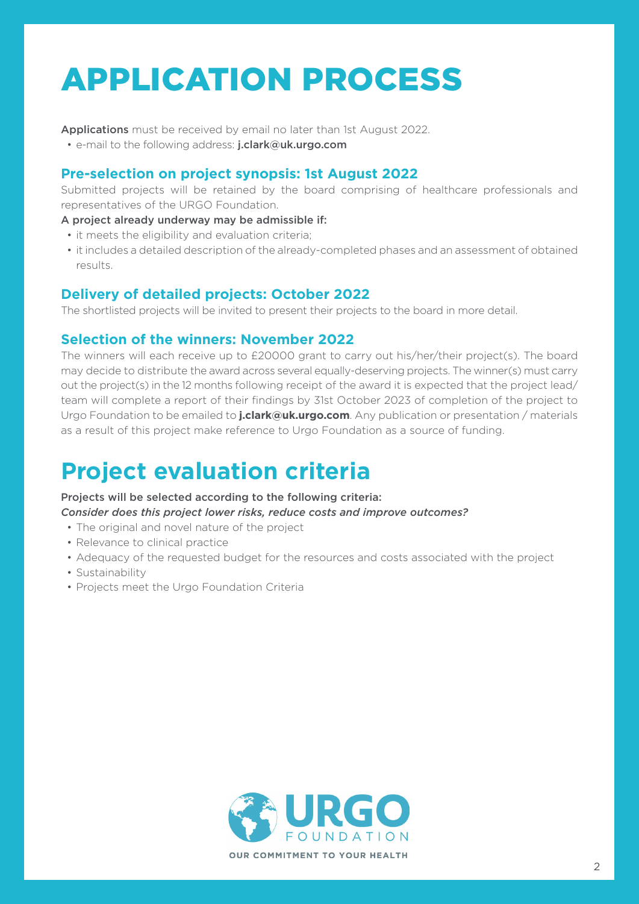# APPLICATION PROCESS

**Applications** must be received by email no later than 1st August 2022.

- e-mail to the following address: **j.clark@uk.urgo.com**

### Pre-selection on project synopsis: 1st August 2022

Submitted projects will be retained by the board comprising of healthcare professionals and representatives of the URGO Foundation.

**A project already underway may be admissible if:**

- it meets the eligibility and evaluation criteria;
- it includes a detailed description of the already-completed phases and an assessment of obtained results.

### Delivery of detailed projects: October 2022

The shortlisted projects will be invited to present their projects to the board in more detail.

### Selection of the winners: November 2022

The winners will each receive up to £20000 grant to carry out his/her/their project(s). The board may decide to distribute the award across several equally-deserving projects. The winner(s) must carry out the project(s) in the 12 months following receipt of the award it is expected that the project lead/ team will complete a report of their findings by 31st October 2023 of completion of the project to Urgo Foundation to be emailed to **j.clark@uk.urgo.com**. Any publication or presentation / materials as a result of this project make reference to Urgo Foundation as a source of funding.

## Project evaluation criteria

**Projects will be selected according to the following criteria:**

***Consider does this project lower risks, reduce costs and improve outcomes?***

- The original and novel nature of the project
- Relevance to clinical practice
- Adequacy of the requested budget for the resources and costs associated with the project
- Sustainability
- Projects meet the Urgo Foundation Criteria

URGO FOUNDATION
OUR COMMITMENT TO YOUR HEALTH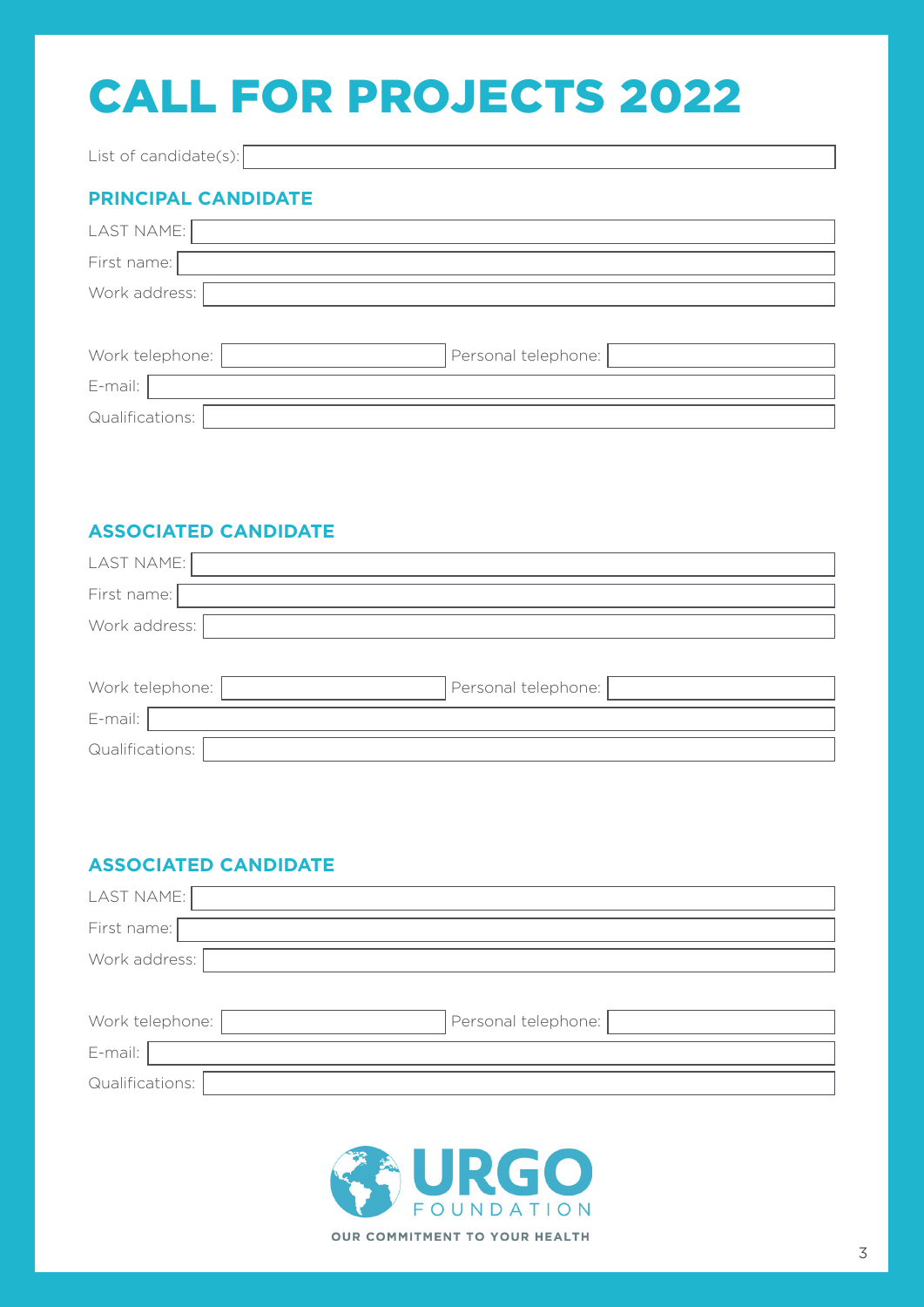# CALL FOR PROJECTS 2022

List of candidate(s):

## PRINCIPAL CANDIDATE

LAST NAME:

First name:

Work address:

Work telephone: Personal telephone:

E-mail:

Qualifications:

## ASSOCIATED CANDIDATE

LAST NAME:

First name:

Work address:

Work telephone: Personal telephone:

E-mail:

Qualifications:

## ASSOCIATED CANDIDATE

LAST NAME:

First name:

Work address:

Work telephone: Personal telephone:

E-mail:

Qualifications:

URGO FOUNDATION

OUR COMMITMENT TO YOUR HEALTH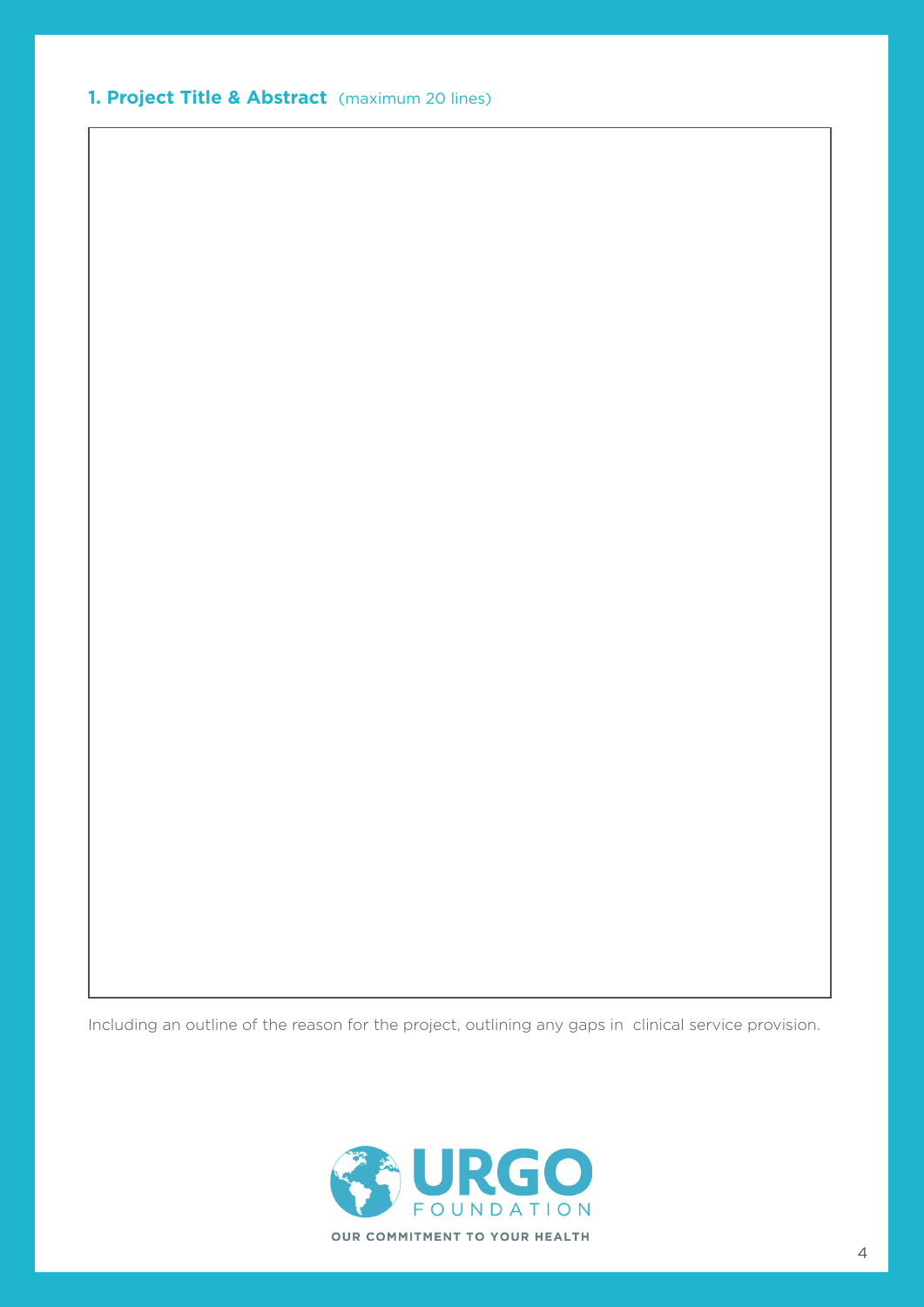## 1. Project Title & Abstract (maximum 20 lines)

Including an outline of the reason for the project, outlining any gaps in clinical service provision.

URGO FOUNDATION

OUR COMMITMENT TO YOUR HEALTH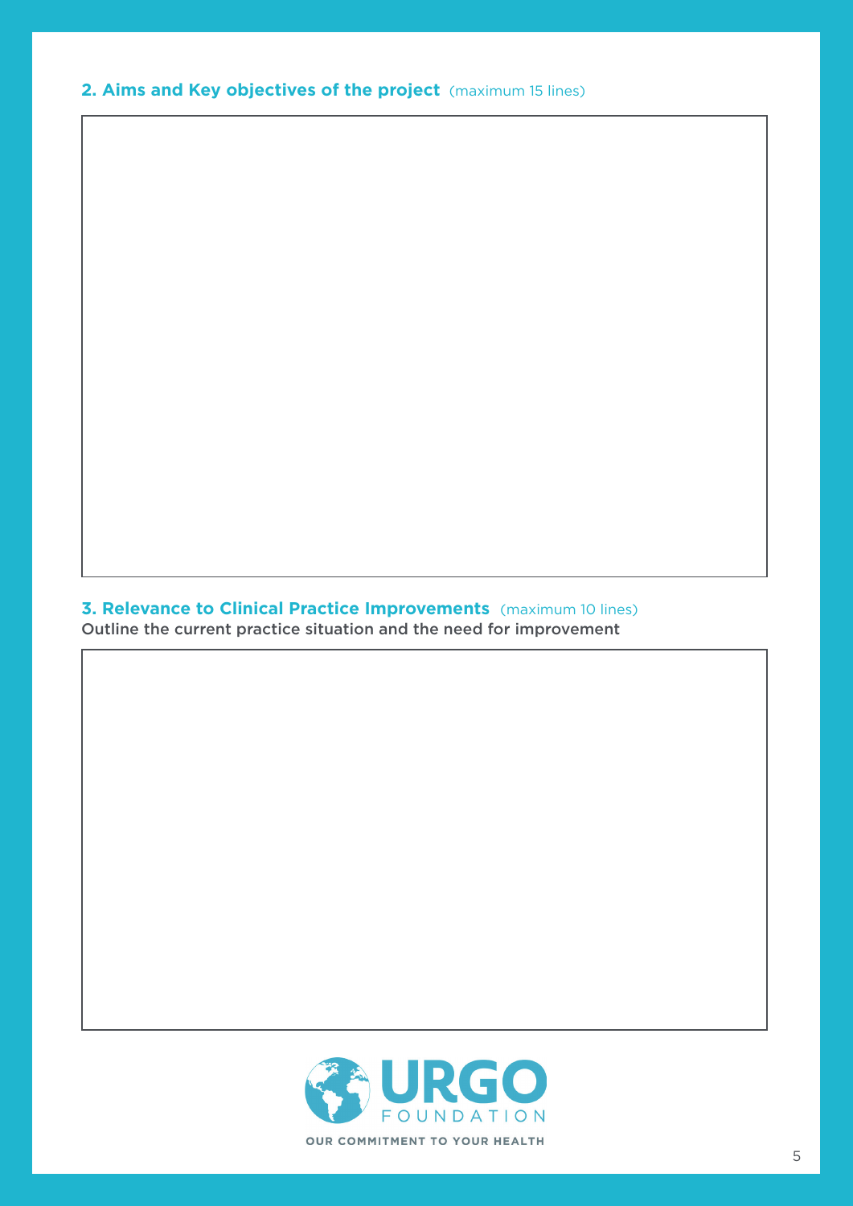## 2. Aims and Key objectives of the project (maximum 15 lines)

## 3. Relevance to Clinical Practice Improvements (maximum 10 lines)

Outline the current practice situation and the need for improvement

URGO FOUNDATION

OUR COMMITMENT TO YOUR HEALTH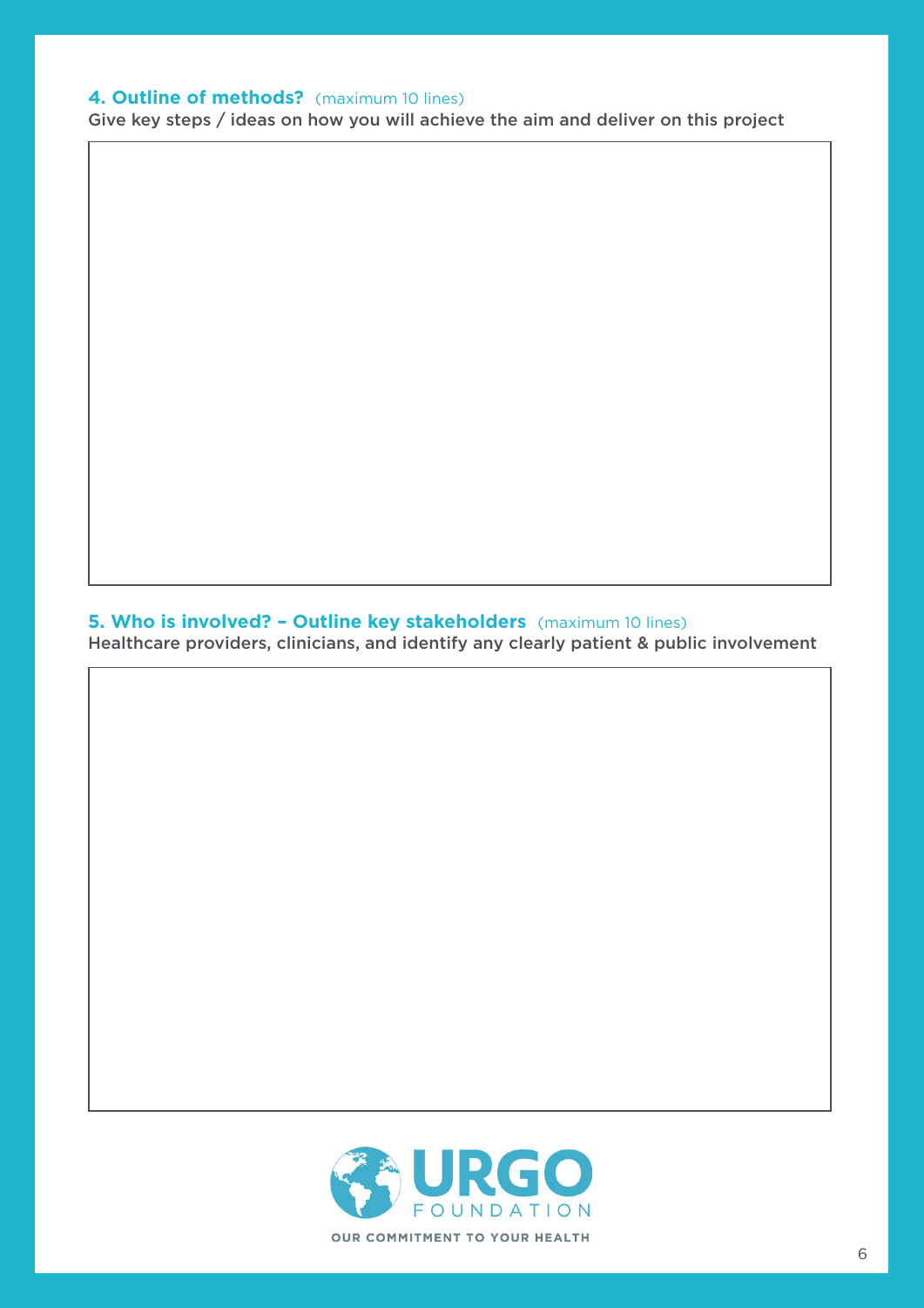#### 4. Outline of methods? (maximum 10 lines)

Give key steps / ideas on how you will achieve the aim and deliver on this project

#### 5. Who is involved? – Outline key stakeholders (maximum 10 lines)

Healthcare providers, clinicians, and identify any clearly patient & public involvement

URGO FOUNDATION

OUR COMMITMENT TO YOUR HEALTH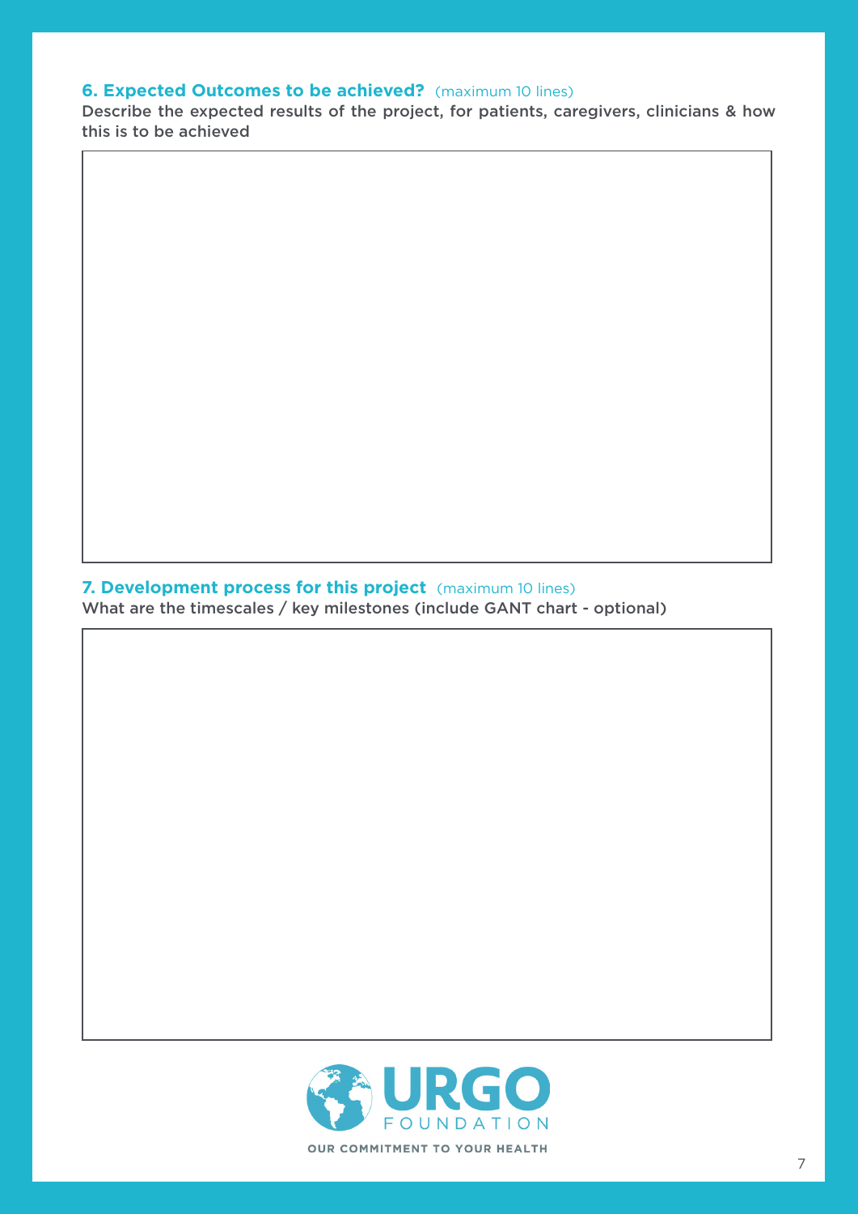## 6. Expected Outcomes to be achieved? (maximum 10 lines)

Describe the expected results of the project, for patients, caregivers, clinicians & how this is to be achieved

## 7. Development process for this project (maximum 10 lines)

What are the timescales / key milestones (include GANT chart - optional)

URGO FOUNDATION

OUR COMMITMENT TO YOUR HEALTH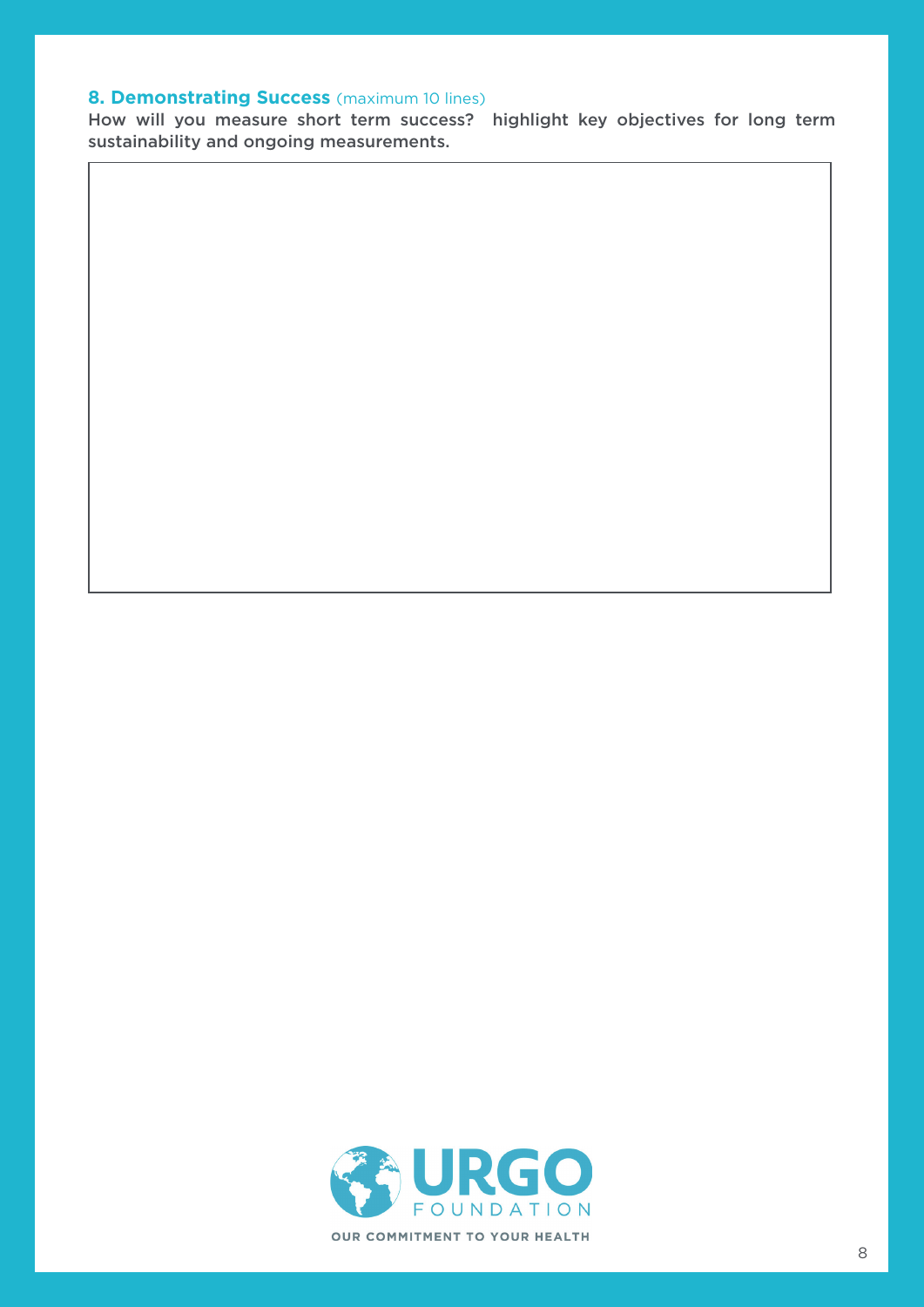## 8. Demonstrating Success (maximum 10 lines)

**How will you measure short term success? highlight key objectives for long term sustainability and ongoing measurements.**

URGO FOUNDATION

OUR COMMITMENT TO YOUR HEALTH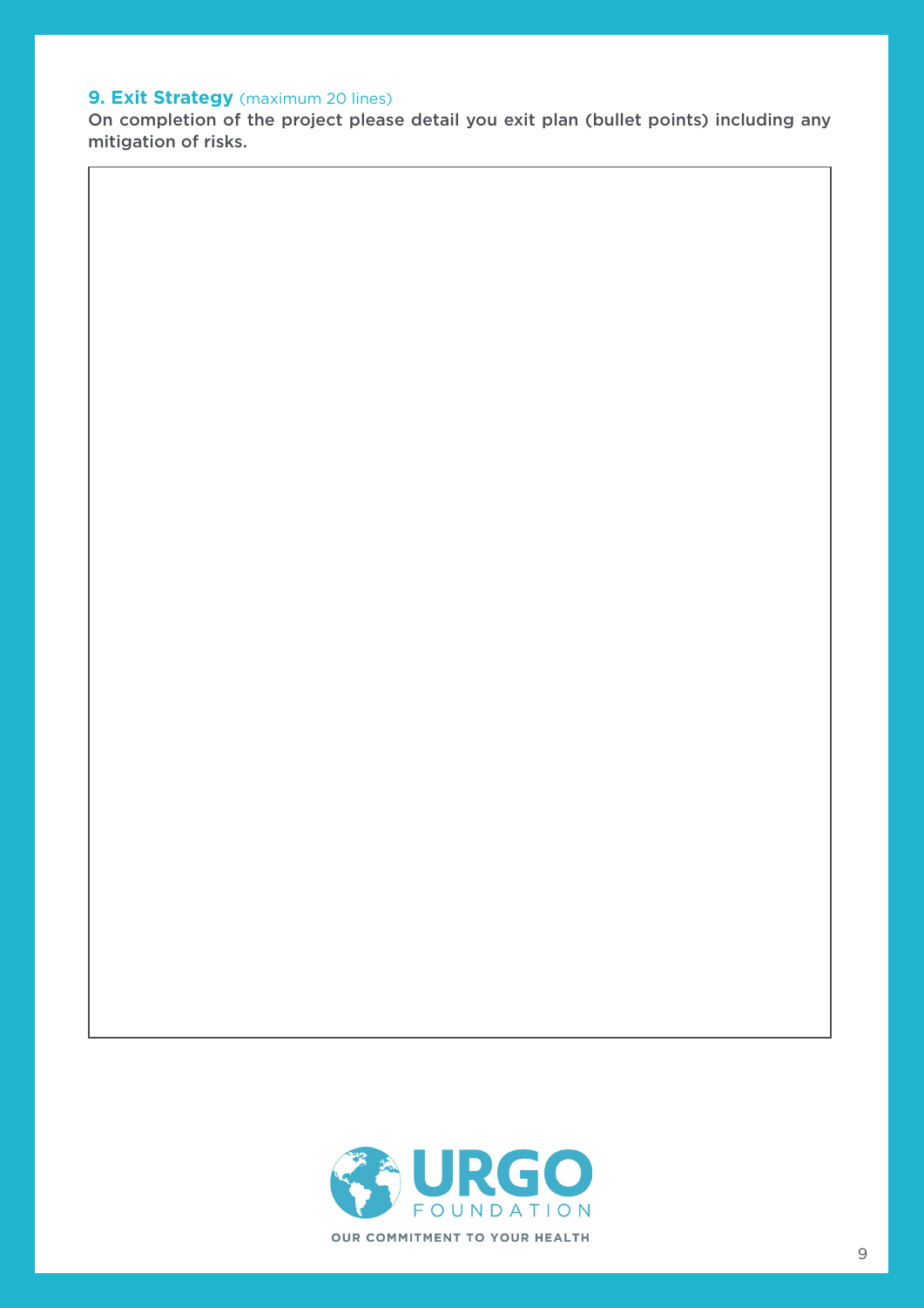## 9. Exit Strategy (maximum 20 lines)

On completion of the project please detail you exit plan (bullet points) including any mitigation of risks.

URGO FOUNDATION

OUR COMMITMENT TO YOUR HEALTH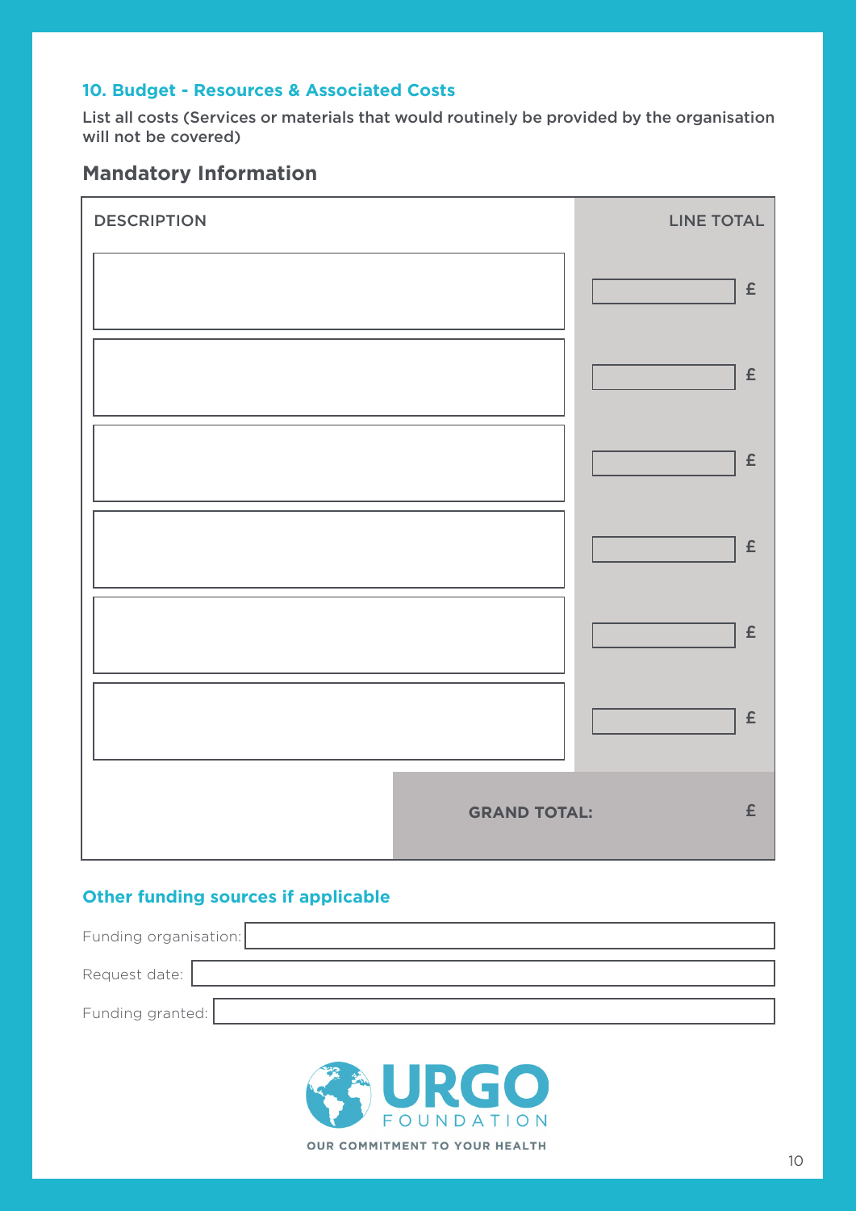## 10. Budget - Resources & Associated Costs

List all costs (Services or materials that would routinely be provided by the organisation will not be covered)

### Mandatory Information

| DESCRIPTION | LINE TOTAL |
| --- | --- |
| | £ |
| | £ |
| | £ |
| | £ |
| | £ |
| | £ |
| **GRAND TOTAL:** | £ |

### Other funding sources if applicable

Funding organisation:

Request date:

Funding granted:

URGO FOUNDATION

OUR COMMITMENT TO YOUR HEALTH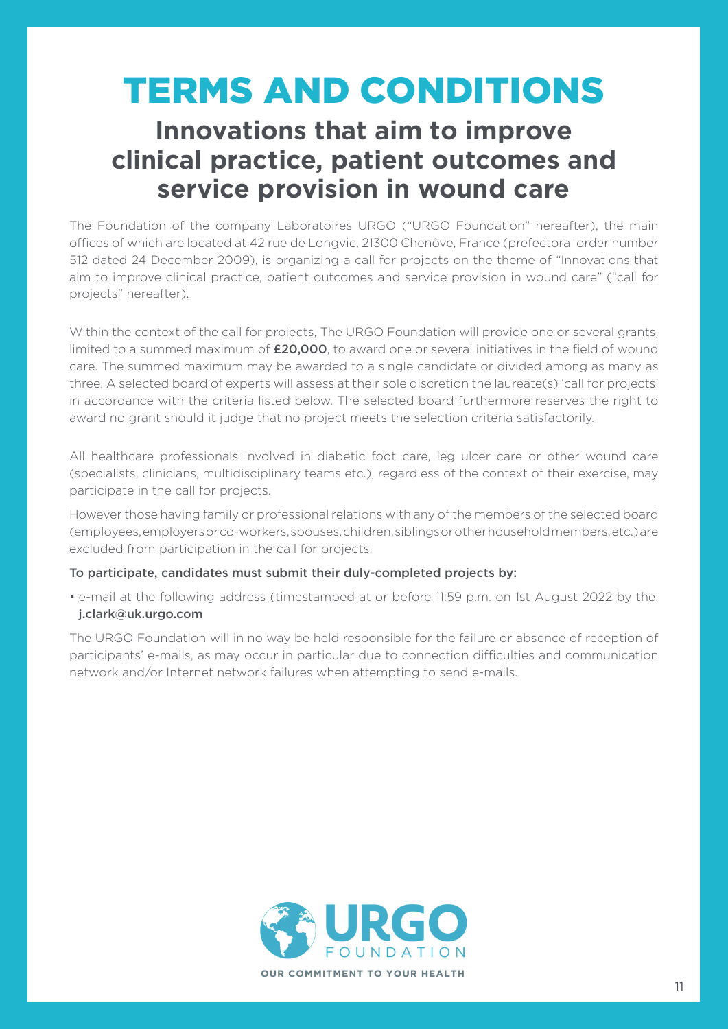# TERMS AND CONDITIONS

## Innovations that aim to improve clinical practice, patient outcomes and service provision in wound care

The Foundation of the company Laboratoires URGO ("URGO Foundation" hereafter), the main offices of which are located at 42 rue de Longvic, 21300 Chenôve, France (prefectoral order number 512 dated 24 December 2009), is organizing a call for projects on the theme of "Innovations that aim to improve clinical practice, patient outcomes and service provision in wound care" ("call for projects" hereafter).

Within the context of the call for projects, The URGO Foundation will provide one or several grants, limited to a summed maximum of **£20,000**, to award one or several initiatives in the field of wound care. The summed maximum may be awarded to a single candidate or divided among as many as three. A selected board of experts will assess at their sole discretion the laureate(s) 'call for projects' in accordance with the criteria listed below. The selected board furthermore reserves the right to award no grant should it judge that no project meets the selection criteria satisfactorily.

All healthcare professionals involved in diabetic foot care, leg ulcer care or other wound care (specialists, clinicians, multidisciplinary teams etc.), regardless of the context of their exercise, may participate in the call for projects.

However those having family or professional relations with any of the members of the selected board (employees, employers or co-workers, spouses, children, siblings or other household members, etc.) are excluded from participation in the call for projects.

**To participate, candidates must submit their duly-completed projects by:**

- e-mail at the following address (timestamped at or before 11:59 p.m. on 1st August 2022 by the: **j.clark@uk.urgo.com**

The URGO Foundation will in no way be held responsible for the failure or absence of reception of participants' e-mails, as may occur in particular due to connection difficulties and communication network and/or Internet network failures when attempting to send e-mails.

URGO FOUNDATION

OUR COMMITMENT TO YOUR HEALTH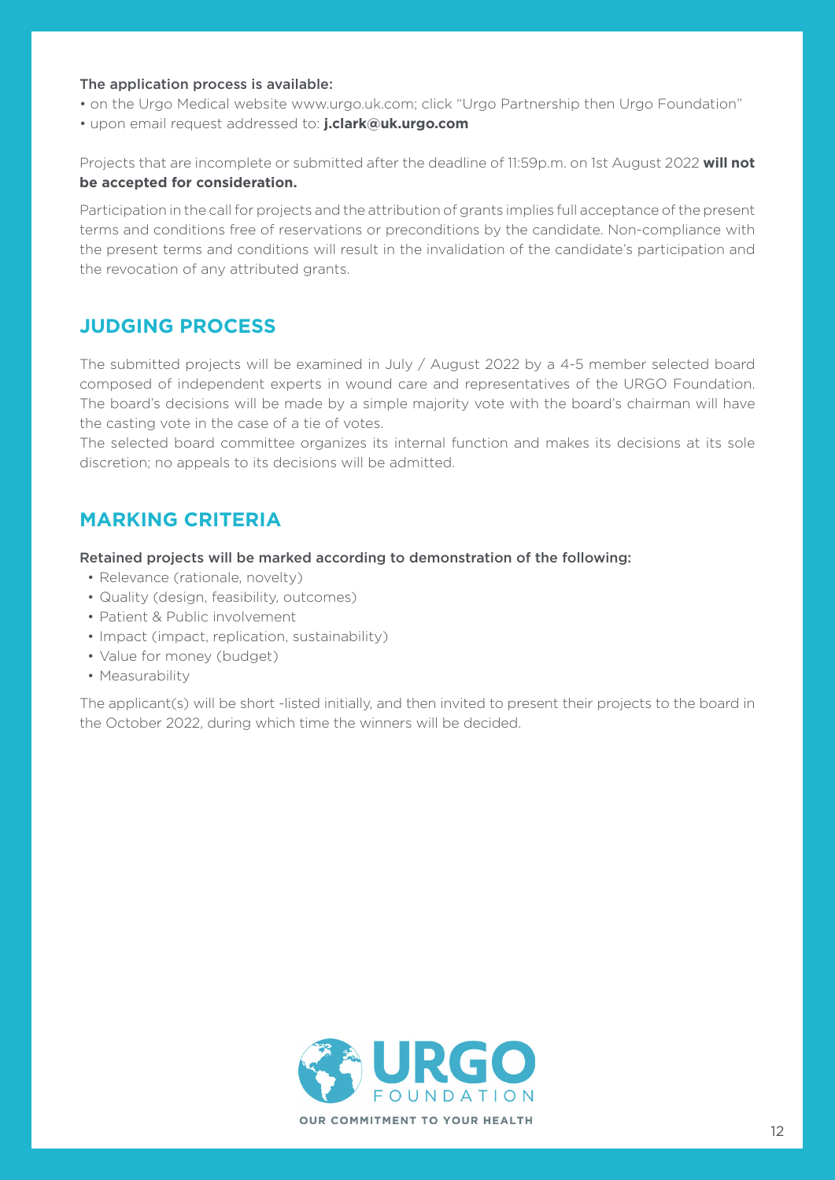**The application process is available:**

- on the Urgo Medical website www.urgo.uk.com; click "Urgo Partnership then Urgo Foundation"
- upon email request addressed to: **j.clark@uk.urgo.com**

Projects that are incomplete or submitted after the deadline of 11:59p.m. on 1st August 2022 **will not be accepted for consideration.**

Participation in the call for projects and the attribution of grants implies full acceptance of the present terms and conditions free of reservations or preconditions by the candidate. Non-compliance with the present terms and conditions will result in the invalidation of the candidate's participation and the revocation of any attributed grants.

## JUDGING PROCESS

The submitted projects will be examined in July / August 2022 by a 4-5 member selected board composed of independent experts in wound care and representatives of the URGO Foundation. The board's decisions will be made by a simple majority vote with the board's chairman will have the casting vote in the case of a tie of votes.
The selected board committee organizes its internal function and makes its decisions at its sole discretion; no appeals to its decisions will be admitted.

## MARKING CRITERIA

**Retained projects will be marked according to demonstration of the following:**

- Relevance (rationale, novelty)
- Quality (design, feasibility, outcomes)
- Patient & Public involvement
- Impact (impact, replication, sustainability)
- Value for money (budget)
- Measurability

The applicant(s) will be short -listed initially, and then invited to present their projects to the board in the October 2022, during which time the winners will be decided.

URGO FOUNDATION

OUR COMMITMENT TO YOUR HEALTH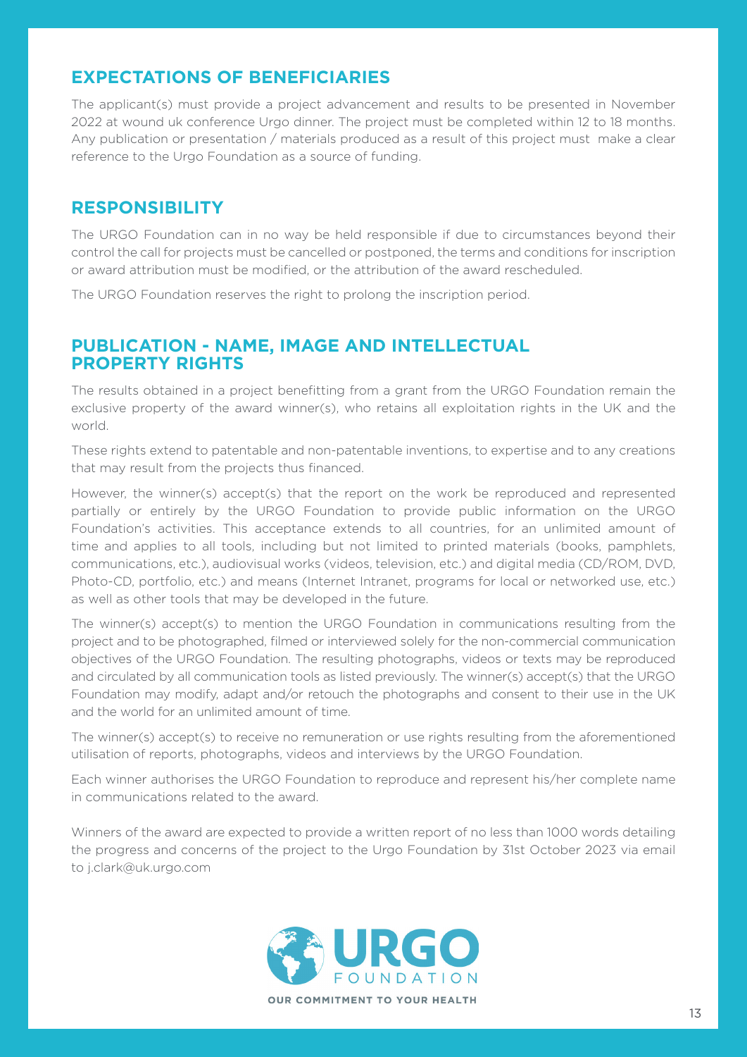## EXPECTATIONS OF BENEFICIARIES

The applicant(s) must provide a project advancement and results to be presented in November 2022 at wound uk conference Urgo dinner. The project must be completed within 12 to 18 months. Any publication or presentation / materials produced as a result of this project must make a clear reference to the Urgo Foundation as a source of funding.

## RESPONSIBILITY

The URGO Foundation can in no way be held responsible if due to circumstances beyond their control the call for projects must be cancelled or postponed, the terms and conditions for inscription or award attribution must be modified, or the attribution of the award rescheduled.

The URGO Foundation reserves the right to prolong the inscription period.

## PUBLICATION - NAME, IMAGE AND INTELLECTUAL PROPERTY RIGHTS

The results obtained in a project benefitting from a grant from the URGO Foundation remain the exclusive property of the award winner(s), who retains all exploitation rights in the UK and the world.

These rights extend to patentable and non-patentable inventions, to expertise and to any creations that may result from the projects thus financed.

However, the winner(s) accept(s) that the report on the work be reproduced and represented partially or entirely by the URGO Foundation to provide public information on the URGO Foundation's activities. This acceptance extends to all countries, for an unlimited amount of time and applies to all tools, including but not limited to printed materials (books, pamphlets, communications, etc.), audiovisual works (videos, television, etc.) and digital media (CD/ROM, DVD, Photo-CD, portfolio, etc.) and means (Internet Intranet, programs for local or networked use, etc.) as well as other tools that may be developed in the future.

The winner(s) accept(s) to mention the URGO Foundation in communications resulting from the project and to be photographed, filmed or interviewed solely for the non-commercial communication objectives of the URGO Foundation. The resulting photographs, videos or texts may be reproduced and circulated by all communication tools as listed previously. The winner(s) accept(s) that the URGO Foundation may modify, adapt and/or retouch the photographs and consent to their use in the UK and the world for an unlimited amount of time.

The winner(s) accept(s) to receive no remuneration or use rights resulting from the aforementioned utilisation of reports, photographs, videos and interviews by the URGO Foundation.

Each winner authorises the URGO Foundation to reproduce and represent his/her complete name in communications related to the award.

Winners of the award are expected to provide a written report of no less than 1000 words detailing the progress and concerns of the project to the Urgo Foundation by 31st October 2023 via email to j.clark@uk.urgo.com

URGO FOUNDATION

OUR COMMITMENT TO YOUR HEALTH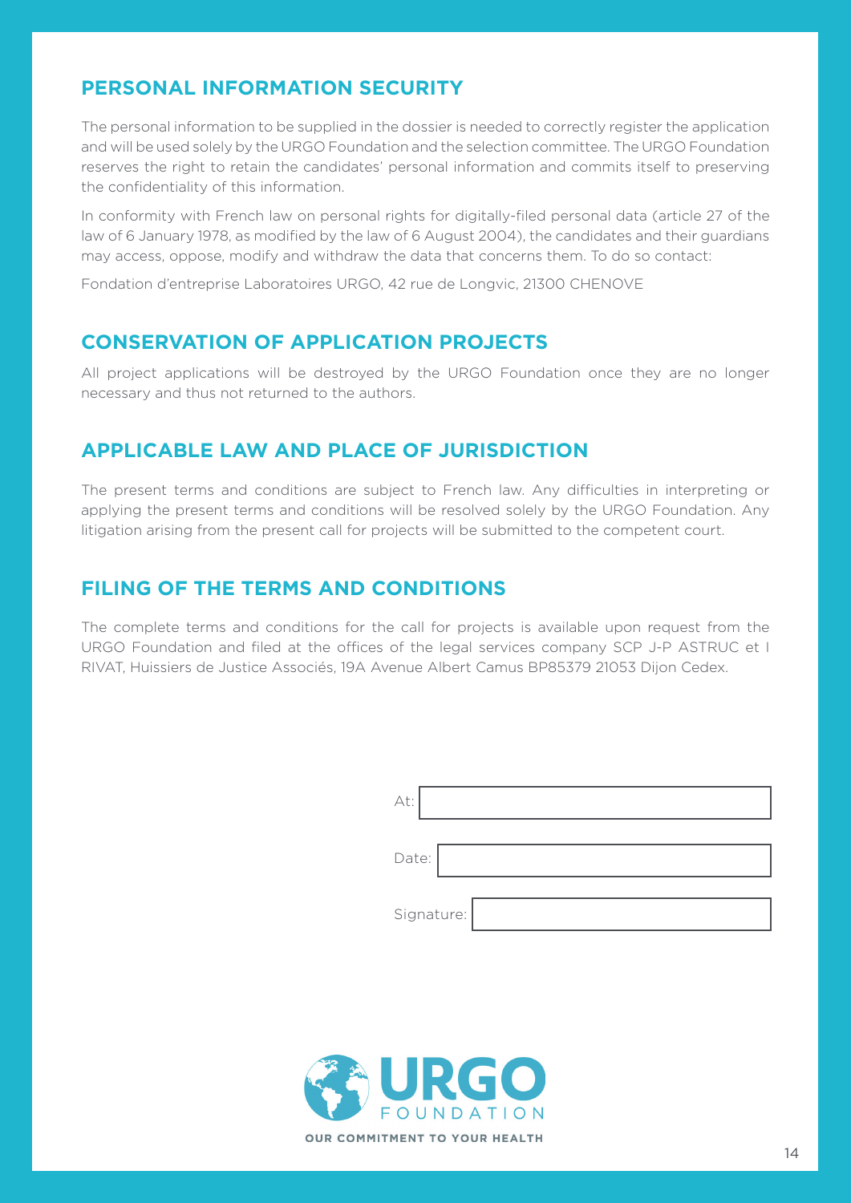## PERSONAL INFORMATION SECURITY

The personal information to be supplied in the dossier is needed to correctly register the application and will be used solely by the URGO Foundation and the selection committee. The URGO Foundation reserves the right to retain the candidates' personal information and commits itself to preserving the confidentiality of this information.

In conformity with French law on personal rights for digitally-filed personal data (article 27 of the law of 6 January 1978, as modified by the law of 6 August 2004), the candidates and their guardians may access, oppose, modify and withdraw the data that concerns them. To do so contact:

Fondation d'entreprise Laboratoires URGO, 42 rue de Longvic, 21300 CHENOVE

## CONSERVATION OF APPLICATION PROJECTS

All project applications will be destroyed by the URGO Foundation once they are no longer necessary and thus not returned to the authors.

## APPLICABLE LAW AND PLACE OF JURISDICTION

The present terms and conditions are subject to French law. Any difficulties in interpreting or applying the present terms and conditions will be resolved solely by the URGO Foundation. Any litigation arising from the present call for projects will be submitted to the competent court.

## FILING OF THE TERMS AND CONDITIONS

The complete terms and conditions for the call for projects is available upon request from the URGO Foundation and filed at the offices of the legal services company SCP J-P ASTRUC et I RIVAT, Huissiers de Justice Associés, 19A Avenue Albert Camus BP85379 21053 Dijon Cedex.

At:

Date:

Signature:

URGO FOUNDATION

OUR COMMITMENT TO YOUR HEALTH